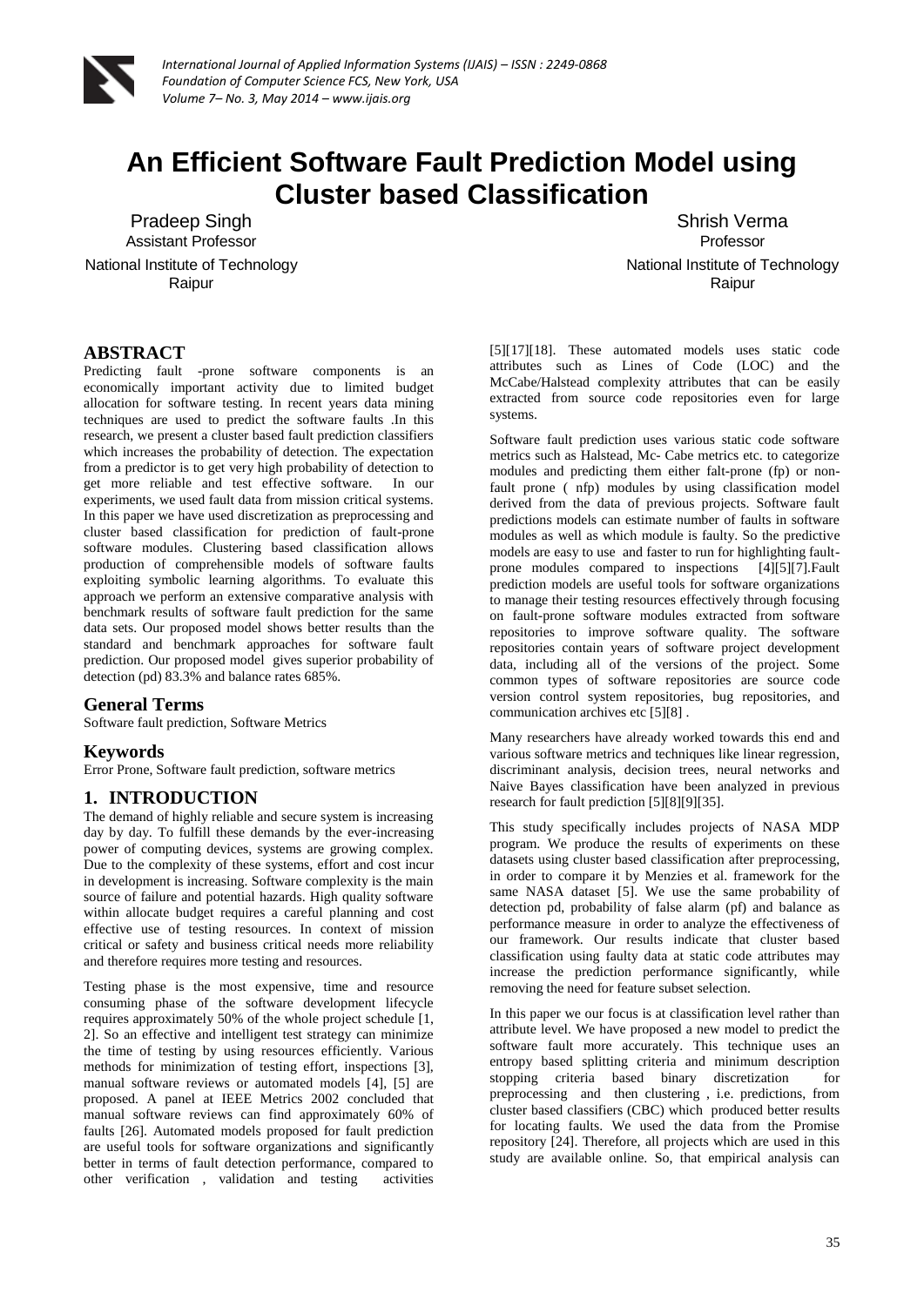# An Efficient Software Fault Prediction Model using Cluster based Classification

Pradeep Singh
Assistant Professor
National Institute of Technology
Raipur

Shrish Verma
Professor
National Institute of Technology
Raipur

## ABSTRACT

Predicting fault -prone software components is an economically important activity due to limited budget allocation for software testing. In recent years data mining techniques are used to predict the software faults .In this research, we present a cluster based fault prediction classifiers which increases the probability of detection. The expectation from a predictor is to get very high probability of detection to get more reliable and test effective software. In our experiments, we used fault data from mission critical systems. In this paper we have used discretization as preprocessing and cluster based classification for prediction of fault-prone software modules. Clustering based classification allows production of comprehensible models of software faults exploiting symbolic learning algorithms. To evaluate this approach we perform an extensive comparative analysis with benchmark results of software fault prediction for the same data sets. Our proposed model shows better results than the standard and benchmark approaches for software fault prediction. Our proposed model gives superior probability of detection (pd) 83.3% and balance rates 685%.

## General Terms

Software fault prediction, Software Metrics

## Keywords

Error Prone, Software fault prediction, software metrics

## 1. INTRODUCTION

The demand of highly reliable and secure system is increasing day by day. To fulfill these demands by the ever-increasing power of computing devices, systems are growing complex. Due to the complexity of these systems, effort and cost incur in development is increasing. Software complexity is the main source of failure and potential hazards. High quality software within allocate budget requires a careful planning and cost effective use of testing resources. In context of mission critical or safety and business critical needs more reliability and therefore requires more testing and resources.

Testing phase is the most expensive, time and resource consuming phase of the software development lifecycle requires approximately 50% of the whole project schedule [1, 2]. So an effective and intelligent test strategy can minimize the time of testing by using resources efficiently. Various methods for minimization of testing effort, inspections [3], manual software reviews or automated models [4], [5] are proposed. A panel at IEEE Metrics 2002 concluded that manual software reviews can find approximately 60% of faults [26]. Automated models proposed for fault prediction are useful tools for software organizations and significantly better in terms of fault detection performance, compared to other verification , validation and testing activities [5][17][18]. These automated models uses static code attributes such as Lines of Code (LOC) and the McCabe/Halstead complexity attributes that can be easily extracted from source code repositories even for large systems.

Software fault prediction uses various static code software metrics such as Halstead, Mc- Cabe metrics etc. to categorize modules and predicting them either falt-prone (fp) or non-fault prone ( nfp) modules by using classification model derived from the data of previous projects. Software fault predictions models can estimate number of faults in software modules as well as which module is faulty. So the predictive models are easy to use and faster to run for highlighting fault-prone modules compared to inspections [4][5][7].Fault prediction models are useful tools for software organizations to manage their testing resources effectively through focusing on fault-prone software modules extracted from software repositories to improve software quality. The software repositories contain years of software project development data, including all of the versions of the project. Some common types of software repositories are source code version control system repositories, bug repositories, and communication archives etc [5][8] .

Many researchers have already worked towards this end and various software metrics and techniques like linear regression, discriminant analysis, decision trees, neural networks and Naive Bayes classification have been analyzed in previous research for fault prediction [5][8][9][35].

This study specifically includes projects of NASA MDP program. We produce the results of experiments on these datasets using cluster based classification after preprocessing, in order to compare it by Menzies et al. framework for the same NASA dataset [5]. We use the same probability of detection pd, probability of false alarm (pf) and balance as performance measure in order to analyze the effectiveness of our framework. Our results indicate that cluster based classification using faulty data at static code attributes may increase the prediction performance significantly, while removing the need for feature subset selection.

In this paper we our focus is at classification level rather than attribute level. We have proposed a new model to predict the software fault more accurately. This technique uses an entropy based splitting criteria and minimum description stopping criteria based binary discretization for preprocessing and then clustering , i.e. predictions, from cluster based classifiers (CBC) which produced better results for locating faults. We used the data from the Promise repository [24]. Therefore, all projects which are used in this study are available online. So, that empirical analysis can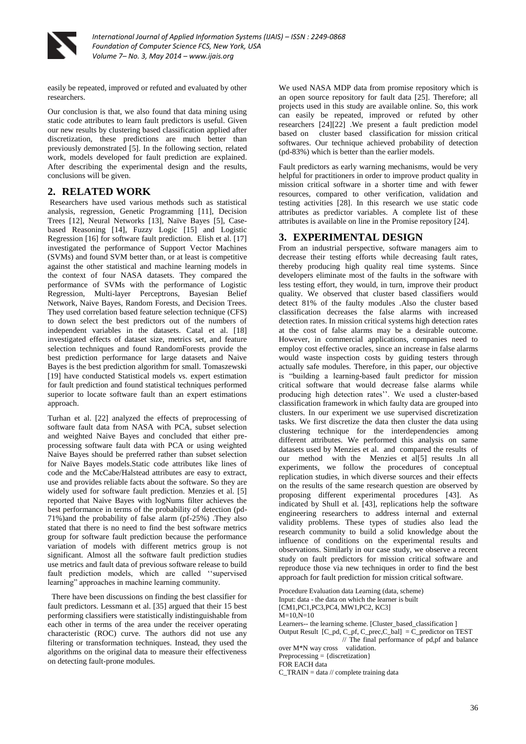easily be repeated, improved or refuted and evaluated by other researchers.

Our conclusion is that, we also found that data mining using static code attributes to learn fault predictors is useful. Given our new results by clustering based classification applied after discretization, these predictions are much better than previously demonstrated [5]. In the following section, related work, models developed for fault prediction are explained. After describing the experimental design and the results, conclusions will be given.

## 2. RELATED WORK

Researchers have used various methods such as statistical analysis, regression, Genetic Programming [11], Decision Trees [12], Neural Networks [13], Naïve Bayes [5], Case-based Reasoning [14], Fuzzy Logic [15] and Logistic Regression [16] for software fault prediction. Elish et al. [17] investigated the performance of Support Vector Machines (SVMs) and found SVM better than, or at least is competitive against the other statistical and machine learning models in the context of four NASA datasets. They compared the performance of SVMs with the performance of Logistic Regression, Multi-layer Perceptrons, Bayesian Belief Network, Naive Bayes, Random Forests, and Decision Trees. They used correlation based feature selection technique (CFS) to down select the best predictors out of the numbers of independent variables in the datasets. Catal et al. [18] investigated effects of dataset size, metrics set, and feature selection techniques and found RandomForests provide the best prediction performance for large datasets and Naive Bayes is the best prediction algorithm for small. Tomaszewski [19] have conducted Statistical models vs. expert estimation for fault prediction and found statistical techniques performed superior to locate software fault than an expert estimations approach.

Turhan et al. [22] analyzed the effects of preprocessing of software fault data from NASA with PCA, subset selection and weighted Naive Bayes and concluded that either pre-processing software fault data with PCA or using weighted Naive Bayes should be preferred rather than subset selection for Naïve Bayes models.Static code attributes like lines of code and the McCabe/Halstead attributes are easy to extract, use and provides reliable facts about the software. So they are widely used for software fault prediction. Menzies et al. [5] reported that Naive Bayes with logNums filter achieves the best performance in terms of the probability of detection (pd-71%)and the probability of false alarm (pf-25%) .They also stated that there is no need to find the best software metrics group for software fault prediction because the performance variation of models with different metrics group is not significant. Almost all the software fault prediction studies use metrics and fault data of previous software release to build fault prediction models, which are called ''supervised learning" approaches in machine learning community.

There have been discussions on finding the best classifier for fault predictors. Lessmann et al. [35] argued that their 15 best performing classifiers were statistically indistinguishable from each other in terms of the area under the receiver operating characteristic (ROC) curve. The authors did not use any filtering or transformation techniques. Instead, they used the algorithms on the original data to measure their effectiveness on detecting fault-prone modules.

We used NASA MDP data from promise repository which is an open source repository for fault data [25]. Therefore; all projects used in this study are available online. So, this work can easily be repeated, improved or refuted by other researchers [24][22] .We present a fault prediction model based on cluster based classification for mission critical softwares. Our technique achieved probability of detection (pd-83%) which is better than the earlier models.

Fault predictors as early warning mechanisms, would be very helpful for practitioners in order to improve product quality in mission critical software in a shorter time and with fewer resources, compared to other verification, validation and testing activities [28]. In this research we use static code attributes as predictor variables. A complete list of these attributes is available on line in the Promise repository [24].

## 3. EXPERIMENTAL DESIGN

From an industrial perspective, software managers aim to decrease their testing efforts while decreasing fault rates, thereby producing high quality real time systems. Since developers eliminate most of the faults in the software with less testing effort, they would, in turn, improve their product quality. We observed that cluster based classifiers would detect 81% of the faulty modules .Also the cluster based classification decreases the false alarms with increased detection rates. In mission critical systems high detection rates at the cost of false alarms may be a desirable outcome. However, in commercial applications, companies need to employ cost effective oracles, since an increase in false alarms would waste inspection costs by guiding testers through actually safe modules. Therefore, in this paper, our objective is "building a learning-based fault predictor for mission critical software that would decrease false alarms while producing high detection rates''. We used a cluster-based classification framework in which faulty data are grouped into clusters. In our experiment we use supervised discretization tasks. We first discretize the data then cluster the data using clustering technique for the interdependencies among different attributes. We performed this analysis on same datasets used by Menzies et al. and compared the results of our method with the Menzies et al[5] results .In all experiments, we follow the procedures of conceptual replication studies, in which diverse sources and their effects on the results of the same research question are observed by proposing different experimental procedures [43]. As indicated by Shull et al. [43], replications help the software engineering researchers to address internal and external validity problems. These types of studies also lead the research community to build a solid knowledge about the influence of conditions on the experimental results and observations. Similarly in our case study, we observe a recent study on fault predictors for mission critical software and reproduce those via new techniques in order to find the best approach for fault prediction for mission critical software.

```
Procedure Evaluation data Learning (data, scheme)
Input: data - the data on which the learner is built
[CM1,PC1,PC3,PC4, MW1,PC2, KC3]
M=10,N=10
Learners-- the learning scheme. [Cluster_based_classification ]
Output Result  [C_pd, C_pf, C_prec,C_bal]  = C_predictor on TEST
                    // The final performance of pd,pf and balance
over M*N way cross    validation.
Preprocessing = {discretization}
FOR EACH data
C_TRAIN = data // complete training data
```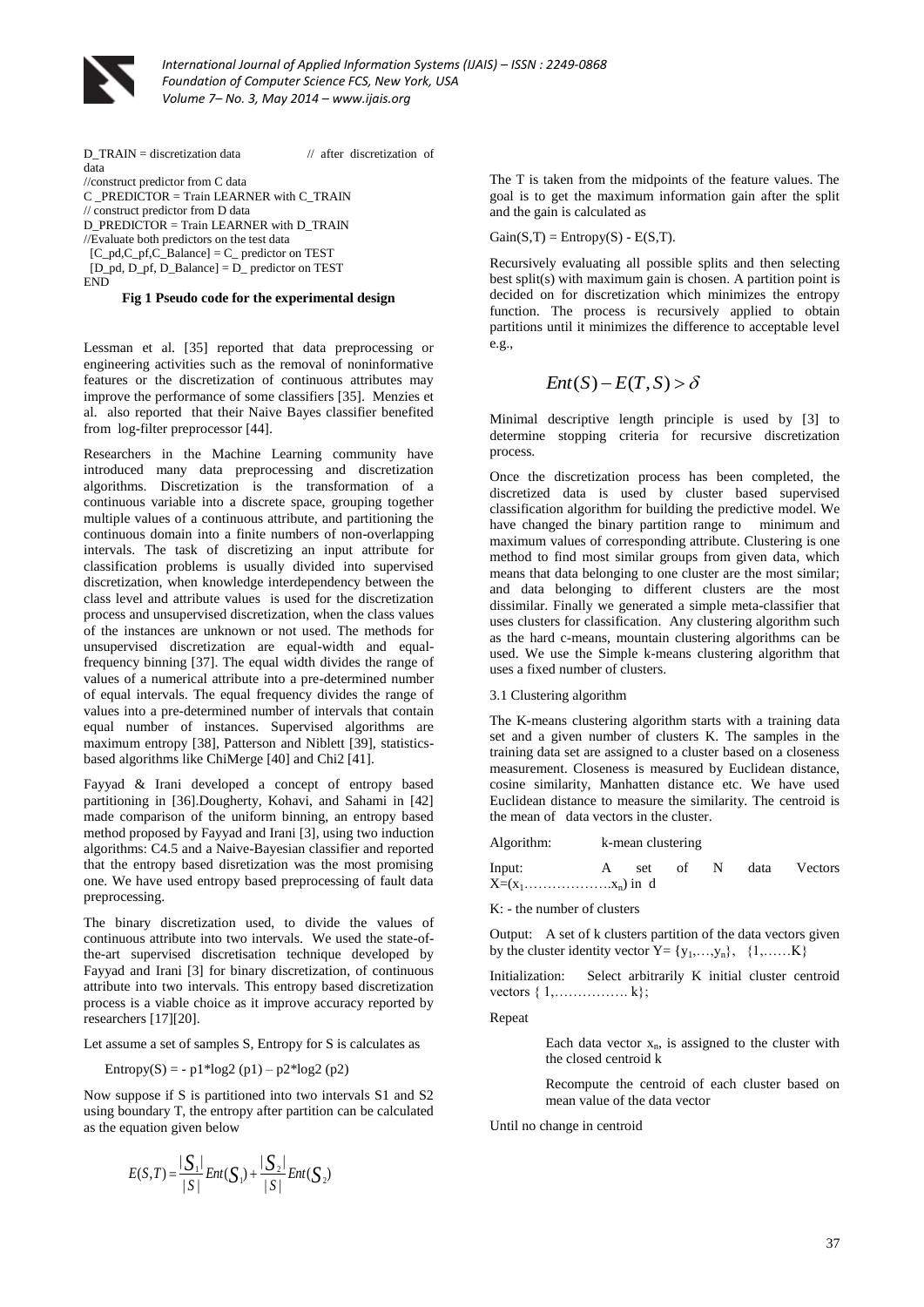```
D_TRAIN = discretization data          // after discretization of data
//construct predictor from C data
C _PREDICTOR = Train LEARNER with C_TRAIN
// construct predictor from D data
D_PREDICTOR = Train LEARNER with D_TRAIN
//Evaluate both predictors on the test data
 [C_pd,C_pf,C_Balance] = C_ predictor on TEST
 [D_pd, D_pf, D_Balance] = D_ predictor on TEST
END
```

**Fig 1 Pseudo code for the experimental design**

Lessman et al. [35] reported that data preprocessing or engineering activities such as the removal of noninformative features or the discretization of continuous attributes may improve the performance of some classifiers [35]. Menzies et al. also reported that their Naive Bayes classifier benefited from log-filter preprocessor [44].

Researchers in the Machine Learning community have introduced many data preprocessing and discretization algorithms. Discretization is the transformation of a continuous variable into a discrete space, grouping together multiple values of a continuous attribute, and partitioning the continuous domain into a finite numbers of non-overlapping intervals. The task of discretizing an input attribute for classification problems is usually divided into supervised discretization, when knowledge interdependency between the class level and attribute values is used for the discretization process and unsupervised discretization, when the class values of the instances are unknown or not used. The methods for unsupervised discretization are equal-width and equal-frequency binning [37]. The equal width divides the range of values of a numerical attribute into a pre-determined number of equal intervals. The equal frequency divides the range of values into a pre-determined number of intervals that contain equal number of instances. Supervised algorithms are maximum entropy [38], Patterson and Niblett [39], statistics-based algorithms like ChiMerge [40] and Chi2 [41].

Fayyad & Irani developed a concept of entropy based partitioning in [36].Dougherty, Kohavi, and Sahami in [42] made comparison of the uniform binning, an entropy based method proposed by Fayyad and Irani [3], using two induction algorithms: C4.5 and a Naive-Bayesian classifier and reported that the entropy based disretization was the most promising one. We have used entropy based preprocessing of fault data preprocessing.

The binary discretization used, to divide the values of continuous attribute into two intervals. We used the state-of-the-art supervised discretisation technique developed by Fayyad and Irani [3] for binary discretization, of continuous attribute into two intervals. This entropy based discretization process is a viable choice as it improve accuracy reported by researchers [17][20].

Let assume a set of samples S, Entropy for S is calculates as

$$\text{Entropy}(S) = - p1*\log2(p1) - p2*\log2(p2)$$

Now suppose if S is partitioned into two intervals S1 and S2 using boundary T, the entropy after partition can be calculated as the equation given below

$$E(S,T) = \frac{|S_1|}{|S|}Ent(S_1) + \frac{|S_2|}{|S|}Ent(S_2)$$

The T is taken from the midpoints of the feature values. The goal is to get the maximum information gain after the split and the gain is calculated as

$$\text{Gain}(S,T) = \text{Entropy}(S) - E(S,T).$$

Recursively evaluating all possible splits and then selecting best split(s) with maximum gain is chosen. A partition point is decided on for discretization which minimizes the entropy function. The process is recursively applied to obtain partitions until it minimizes the difference to acceptable level e.g.,

$$Ent(S) - E(T,S) > \delta$$

Minimal descriptive length principle is used by [3] to determine stopping criteria for recursive discretization process.

Once the discretization process has been completed, the discretized data is used by cluster based supervised classification algorithm for building the predictive model. We have changed the binary partition range to minimum and maximum values of corresponding attribute. Clustering is one method to find most similar groups from given data, which means that data belonging to one cluster are the most similar; and data belonging to different clusters are the most dissimilar. Finally we generated a simple meta-classifier that uses clusters for classification. Any clustering algorithm such as the hard c-means, mountain clustering algorithms can be used. We use the Simple k-means clustering algorithm that uses a fixed number of clusters.

### 3.1 Clustering algorithm

The K-means clustering algorithm starts with a training data set and a given number of clusters K. The samples in the training data set are assigned to a cluster based on a closeness measurement. Closeness is measured by Euclidean distance, cosine similarity, Manhatten distance etc. We have used Euclidean distance to measure the similarity. The centroid is the mean of data vectors in the cluster.

Algorithm: k-mean clustering

Input: A set of N data Vectors $X=(x_1 \ldots\ldots\ldots\ldots\ldots x_n)$ in d

K: - the number of clusters

Output: A set of k clusters partition of the data vectors given by the cluster identity vector $Y= \{y_1,\ldots,y_n\}, \{1,\ldots\ldots K\}$

Initialization: Select arbitrarily K initial cluster centroid vectors { 1,……………. k};

Repeat

> Each data vector $x_n$, is assigned to the cluster with the closed centroid k
>
> Recompute the centroid of each cluster based on mean value of the data vector

Until no change in centroid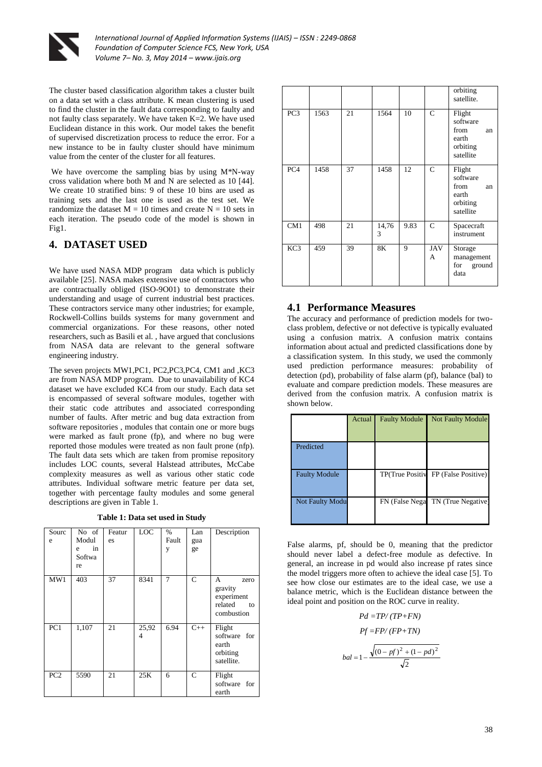The cluster based classification algorithm takes a cluster built on a data set with a class attribute. K mean clustering is used to find the cluster in the fault data corresponding to faulty and not faulty class separately. We have taken K=2. We have used Euclidean distance in this work. Our model takes the benefit of supervised discretization process to reduce the error. For a new instance to be in faulty cluster should have minimum value from the center of the cluster for all features.

We have overcome the sampling bias by using M*N-way cross validation where both M and N are selected as 10 [44]. We create 10 stratified bins: 9 of these 10 bins are used as training sets and the last one is used as the test set. We randomize the dataset M = 10 times and create N = 10 sets in each iteration. The pseudo code of the model is shown in Fig1.

# 4. DATASET USED

We have used NASA MDP program data which is publicly available [25]. NASA makes extensive use of contractors who are contractually obliged (ISO-9O01) to demonstrate their understanding and usage of current industrial best practices. These contractors service many other industries; for example, Rockwell-Collins builds systems for many government and commercial organizations. For these reasons, other noted researchers, such as Basili et al. , have argued that conclusions from NASA data are relevant to the general software engineering industry.

The seven projects MW1,PC1, PC2,PC3,PC4, CM1 and ,KC3 are from NASA MDP program. Due to unavailability of KC4 dataset we have excluded KC4 from our study. Each data set is encompassed of several software modules, together with their static code attributes and associated corresponding number of faults. After metric and bug data extraction from software repositories , modules that contain one or more bugs were marked as fault prone (fp), and where no bug were reported those modules were treated as non fault prone (nfp). The fault data sets which are taken from promise repository includes LOC counts, several Halstead attributes, McCabe complexity measures as well as various other static code attributes. Individual software metric feature per data set, together with percentage faulty modules and some general descriptions are given in Table 1.

**Table 1: Data set used in Study**

| Source | No of Module in Software | Features | LOC | % Faulty | Language | Description |
|---|---|---|---|---|---|---|
| MW1 | 403 | 37 | 8341 | 7 | C | A zero gravity experiment related to combustion |
| PC1 | 1,107 | 21 | 25,924 | 6.94 | C++ | Flight software for earth orbiting satellite. |
| PC2 | 5590 | 21 | 25K | 6 | C | Flight software for earth orbiting satellite. |
| PC3 | 1563 | 21 | 1564 | 10 | C | Flight software from an earth orbiting satellite |
| PC4 | 1458 | 37 | 1458 | 12 | C | Flight software from an earth orbiting satellite |
| CM1 | 498 | 21 | 14,763 | 9.83 | C | Spacecraft instrument |
| KC3 | 459 | 39 | 8K | 9 | JAVA | Storage management for ground data |

## 4.1 Performance Measures

The accuracy and performance of prediction models for two-class problem, defective or not defective is typically evaluated using a confusion matrix. A confusion matrix contains information about actual and predicted classifications done by a classification system. In this study, we used the commonly used prediction performance measures: probability of detection (pd), probability of false alarm (pf), balance (bal) to evaluate and compare prediction models. These measures are derived from the confusion matrix. A confusion matrix is shown below.

| | Actual | Faulty Module | Not Faulty Module |
|---|---|---|---|
| Predicted | | | |
| Faulty Module | | TP(True Positiv | FP (False Positive) |
| Not Faulty Modu | | FN (False Nega | TN (True Negative) |

False alarms, pf, should be 0, meaning that the predictor should never label a defect-free module as defective. In general, an increase in pd would also increase pf rates since the model triggers more often to achieve the ideal case [5]. To see how close our estimates are to the ideal case, we use a balance metric, which is the Euclidean distance between the ideal point and position on the ROC curve in reality.

$$Pd = TP/ (TP+FN)$$

$$Pf = FP/ (FP+TN)$$

$$bal = 1 - \frac{\sqrt{(0-pf)^2 + (1-pd)^2}}{\sqrt{2}}$$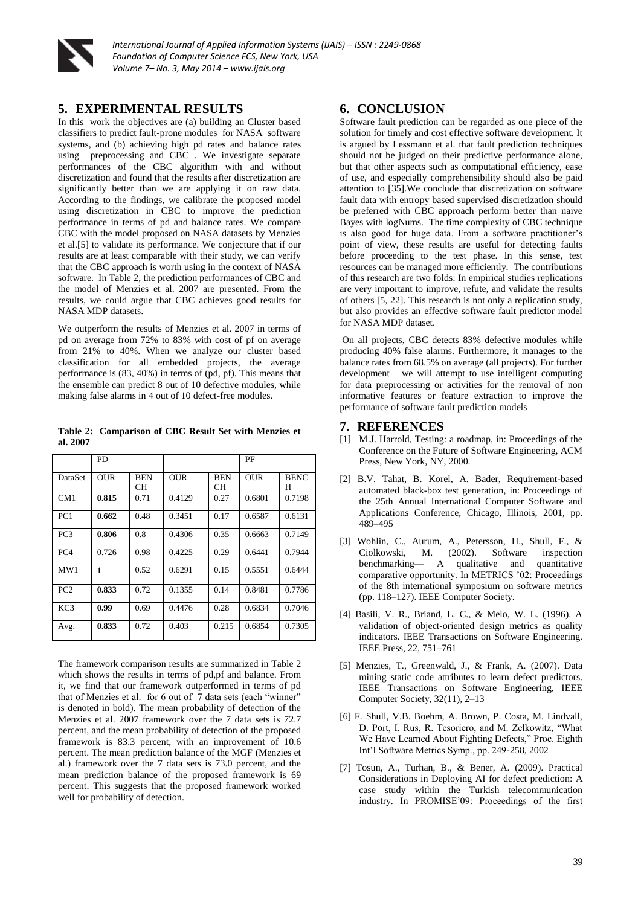## 5. EXPERIMENTAL RESULTS

In this work the objectives are (a) building an Cluster based classifiers to predict fault-prone modules for NASA software systems, and (b) achieving high pd rates and balance rates using preprocessing and CBC . We investigate separate performances of the CBC algorithm with and without discretization and found that the results after discretization are significantly better than we are applying it on raw data. According to the findings, we calibrate the proposed model using discretization in CBC to improve the prediction performance in terms of pd and balance rates. We compare CBC with the model proposed on NASA datasets by Menzies et al.[5] to validate its performance. We conjecture that if our results are at least comparable with their study, we can verify that the CBC approach is worth using in the context of NASA software. In Table 2, the prediction performances of CBC and the model of Menzies et al. 2007 are presented. From the results, we could argue that CBC achieves good results for NASA MDP datasets.

We outperform the results of Menzies et al. 2007 in terms of pd on average from 72% to 83% with cost of pf on average from 21% to 40%. When we analyze our cluster based classification for all embedded projects, the average performance is (83, 40%) in terms of (pd, pf). This means that the ensemble can predict 8 out of 10 defective modules, while making false alarms in 4 out of 10 defect-free modules.

**Table 2: Comparison of CBC Result Set with Menzies et al. 2007**

| | PD | | | | PF | |
|---|---|---|---|---|---|---|
| DataSet | OUR | BEN CH | OUR | BEN CH | OUR | BENC H |
| CM1 | **0.815** | 0.71 | 0.4129 | 0.27 | 0.6801 | 0.7198 |
| PC1 | **0.662** | 0.48 | 0.3451 | 0.17 | 0.6587 | 0.6131 |
| PC3 | **0.806** | 0.8 | 0.4306 | 0.35 | 0.6663 | 0.7149 |
| PC4 | 0.726 | 0.98 | 0.4225 | 0.29 | 0.6441 | 0.7944 |
| MW1 | **1** | 0.52 | 0.6291 | 0.15 | 0.5551 | 0.6444 |
| PC2 | **0.833** | 0.72 | 0.1355 | 0.14 | 0.8481 | 0.7786 |
| KC3 | **0.99** | 0.69 | 0.4476 | 0.28 | 0.6834 | 0.7046 |
| Avg. | **0.833** | 0.72 | 0.403 | 0.215 | 0.6854 | 0.7305 |

The framework comparison results are summarized in Table 2 which shows the results in terms of pd,pf and balance. From it, we find that our framework outperformed in terms of pd that of Menzies et al. for 6 out of 7 data sets (each "winner" is denoted in bold). The mean probability of detection of the Menzies et al. 2007 framework over the 7 data sets is 72.7 percent, and the mean probability of detection of the proposed framework is 83.3 percent, with an improvement of 10.6 percent. The mean prediction balance of the MGF (Menzies et al.) framework over the 7 data sets is 73.0 percent, and the mean prediction balance of the proposed framework is 69 percent. This suggests that the proposed framework worked well for probability of detection.

## 6. CONCLUSION

Software fault prediction can be regarded as one piece of the solution for timely and cost effective software development. It is argued by Lessmann et al. that fault prediction techniques should not be judged on their predictive performance alone, but that other aspects such as computational efficiency, ease of use, and especially comprehensibility should also be paid attention to [35].We conclude that discretization on software fault data with entropy based supervised discretization should be preferred with CBC approach perform better than naive Bayes with logNums. The time complexity of CBC technique is also good for huge data. From a software practitioner's point of view, these results are useful for detecting faults before proceeding to the test phase. In this sense, test resources can be managed more efficiently. The contributions of this research are two folds: In empirical studies replications are very important to improve, refute, and validate the results of others [5, 22]. This research is not only a replication study, but also provides an effective software fault predictor model for NASA MDP dataset.

On all projects, CBC detects 83% defective modules while producing 40% false alarms. Furthermore, it manages to the balance rates from 68.5% on average (all projects). For further development we will attempt to use intelligent computing for data preprocessing or activities for the removal of non informative features or feature extraction to improve the performance of software fault prediction models

## 7. REFERENCES

[1] M.J. Harrold, Testing: a roadmap, in: Proceedings of the Conference on the Future of Software Engineering, ACM Press, New York, NY, 2000.

[2] B.V. Tahat, B. Korel, A. Bader, Requirement-based automated black-box test generation, in: Proceedings of the 25th Annual International Computer Software and Applications Conference, Chicago, Illinois, 2001, pp. 489–495

[3] Wohlin, C., Aurum, A., Petersson, H., Shull, F., & Ciolkowski, M. (2002). Software inspection benchmarking— A qualitative and quantitative comparative opportunity. In METRICS '02: Proceedings of the 8th international symposium on software metrics (pp. 118–127). IEEE Computer Society.

[4] Basili, V. R., Briand, L. C., & Melo, W. L. (1996). A validation of object-oriented design metrics as quality indicators. IEEE Transactions on Software Engineering. IEEE Press, 22, 751–761

[5] Menzies, T., Greenwald, J., & Frank, A. (2007). Data mining static code attributes to learn defect predictors. IEEE Transactions on Software Engineering, IEEE Computer Society, 32(11), 2–13

[6] F. Shull, V.B. Boehm, A. Brown, P. Costa, M. Lindvall, D. Port, I. Rus, R. Tesoriero, and M. Zelkowitz, "What We Have Learned About Fighting Defects," Proc. Eighth Int'l Software Metrics Symp., pp. 249-258, 2002

[7] Tosun, A., Turhan, B., & Bener, A. (2009). Practical Considerations in Deploying AI for defect prediction: A case study within the Turkish telecommunication industry. In PROMISE'09: Proceedings of the first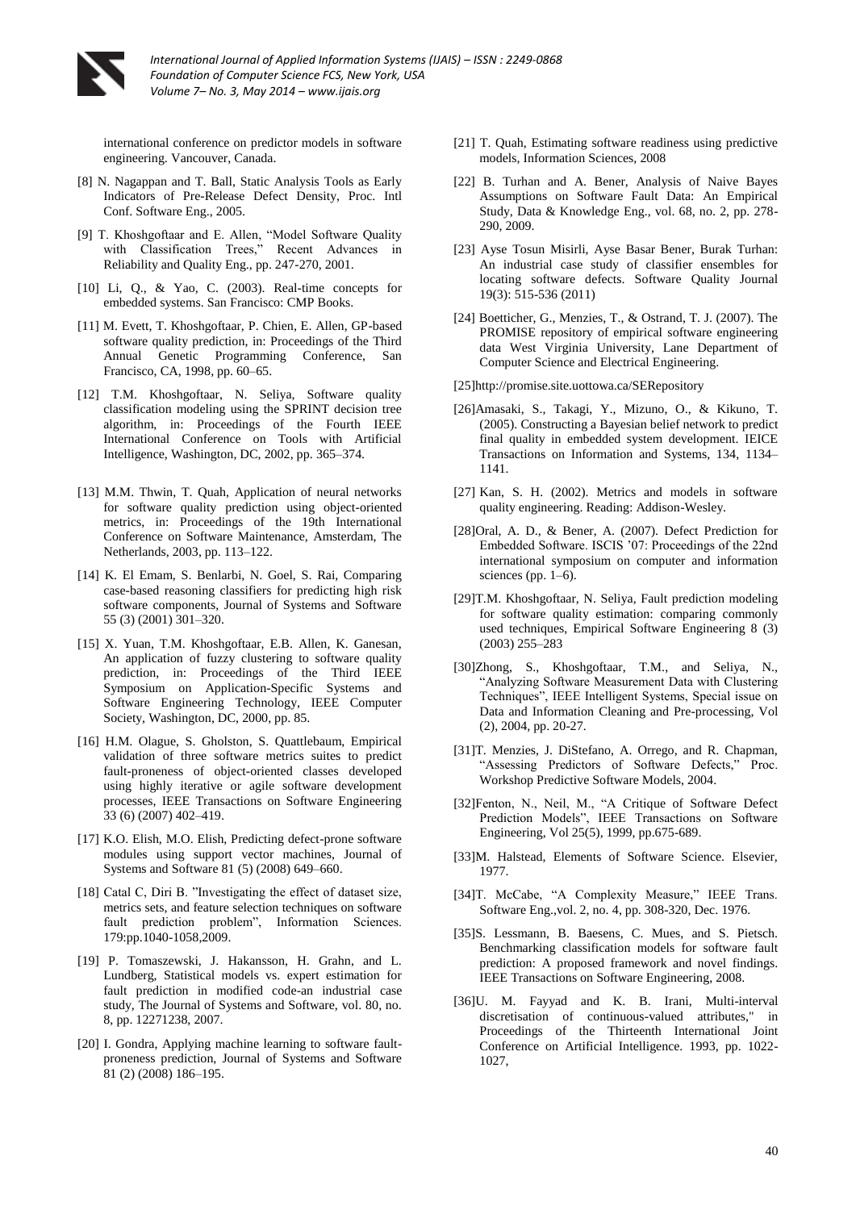international conference on predictor models in software engineering. Vancouver, Canada.

[8] N. Nagappan and T. Ball, Static Analysis Tools as Early Indicators of Pre-Release Defect Density, Proc. Intl Conf. Software Eng., 2005.

[9] T. Khoshgoftaar and E. Allen, "Model Software Quality with Classification Trees," Recent Advances in Reliability and Quality Eng., pp. 247-270, 2001.

[10] Li, Q., & Yao, C. (2003). Real-time concepts for embedded systems. San Francisco: CMP Books.

[11] M. Evett, T. Khoshgoftaar, P. Chien, E. Allen, GP-based software quality prediction, in: Proceedings of the Third Annual Genetic Programming Conference, San Francisco, CA, 1998, pp. 60–65.

[12] T.M. Khoshgoftaar, N. Seliya, Software quality classification modeling using the SPRINT decision tree algorithm, in: Proceedings of the Fourth IEEE International Conference on Tools with Artificial Intelligence, Washington, DC, 2002, pp. 365–374.

[13] M.M. Thwin, T. Quah, Application of neural networks for software quality prediction using object-oriented metrics, in: Proceedings of the 19th International Conference on Software Maintenance, Amsterdam, The Netherlands, 2003, pp. 113–122.

[14] K. El Emam, S. Benlarbi, N. Goel, S. Rai, Comparing case-based reasoning classifiers for predicting high risk software components, Journal of Systems and Software 55 (3) (2001) 301–320.

[15] X. Yuan, T.M. Khoshgoftaar, E.B. Allen, K. Ganesan, An application of fuzzy clustering to software quality prediction, in: Proceedings of the Third IEEE Symposium on Application-Specific Systems and Software Engineering Technology, IEEE Computer Society, Washington, DC, 2000, pp. 85.

[16] H.M. Olague, S. Gholston, S. Quattlebaum, Empirical validation of three software metrics suites to predict fault-proneness of object-oriented classes developed using highly iterative or agile software development processes, IEEE Transactions on Software Engineering 33 (6) (2007) 402–419.

[17] K.O. Elish, M.O. Elish, Predicting defect-prone software modules using support vector machines, Journal of Systems and Software 81 (5) (2008) 649–660.

[18] Catal C, Diri B. "Investigating the effect of dataset size, metrics sets, and feature selection techniques on software fault prediction problem", Information Sciences. 179:pp.1040-1058,2009.

[19] P. Tomaszewski, J. Hakansson, H. Grahn, and L. Lundberg, Statistical models vs. expert estimation for fault prediction in modified code-an industrial case study, The Journal of Systems and Software, vol. 80, no. 8, pp. 12271238, 2007.

[20] I. Gondra, Applying machine learning to software fault-proneness prediction, Journal of Systems and Software 81 (2) (2008) 186–195.

[21] T. Quah, Estimating software readiness using predictive models, Information Sciences, 2008

[22] B. Turhan and A. Bener, Analysis of Naive Bayes Assumptions on Software Fault Data: An Empirical Study, Data & Knowledge Eng., vol. 68, no. 2, pp. 278-290, 2009.

[23] Ayse Tosun Misirli, Ayse Basar Bener, Burak Turhan: An industrial case study of classifier ensembles for locating software defects. Software Quality Journal 19(3): 515-536 (2011)

[24] Boetticher, G., Menzies, T., & Ostrand, T. J. (2007). The PROMISE repository of empirical software engineering data West Virginia University, Lane Department of Computer Science and Electrical Engineering.

[25]http://promise.site.uottowa.ca/SERepository

[26]Amasaki, S., Takagi, Y., Mizuno, O., & Kikuno, T. (2005). Constructing a Bayesian belief network to predict final quality in embedded system development. IEICE Transactions on Information and Systems, 134, 1134–1141.

[27] Kan, S. H. (2002). Metrics and models in software quality engineering. Reading: Addison-Wesley.

[28]Oral, A. D., & Bener, A. (2007). Defect Prediction for Embedded Software. ISCIS '07: Proceedings of the 22nd international symposium on computer and information sciences (pp. 1–6).

[29]T.M. Khoshgoftaar, N. Seliya, Fault prediction modeling for software quality estimation: comparing commonly used techniques, Empirical Software Engineering 8 (3) (2003) 255–283

[30]Zhong, S., Khoshgoftaar, T.M., and Seliya, N., "Analyzing Software Measurement Data with Clustering Techniques", IEEE Intelligent Systems, Special issue on Data and Information Cleaning and Pre-processing, Vol (2), 2004, pp. 20-27.

[31]T. Menzies, J. DiStefano, A. Orrego, and R. Chapman, "Assessing Predictors of Software Defects," Proc. Workshop Predictive Software Models, 2004.

[32]Fenton, N., Neil, M., "A Critique of Software Defect Prediction Models", IEEE Transactions on Software Engineering, Vol 25(5), 1999, pp.675-689.

[33]M. Halstead, Elements of Software Science. Elsevier, 1977.

[34]T. McCabe, "A Complexity Measure," IEEE Trans. Software Eng.,vol. 2, no. 4, pp. 308-320, Dec. 1976.

[35]S. Lessmann, B. Baesens, C. Mues, and S. Pietsch. Benchmarking classification models for software fault prediction: A proposed framework and novel findings. IEEE Transactions on Software Engineering, 2008.

[36]U. M. Fayyad and K. B. Irani, Multi-interval discretisation of continuous-valued attributes," in Proceedings of the Thirteenth International Joint Conference on Artificial Intelligence. 1993, pp. 1022-1027,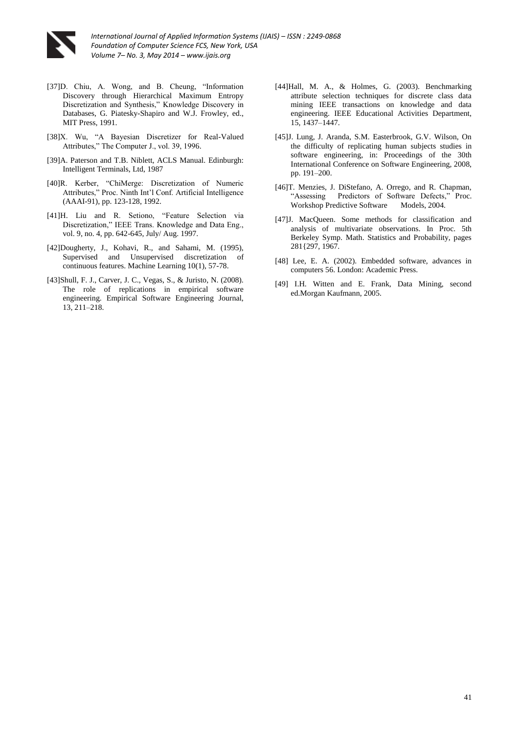[37]D. Chiu, A. Wong, and B. Cheung, "Information Discovery through Hierarchical Maximum Entropy Discretization and Synthesis," Knowledge Discovery in Databases, G. Piatesky-Shapiro and W.J. Frowley, ed., MIT Press, 1991.

[38]X. Wu, "A Bayesian Discretizer for Real-Valued Attributes," The Computer J., vol. 39, 1996.

[39]A. Paterson and T.B. Niblett, ACLS Manual. Edinburgh: Intelligent Terminals, Ltd, 1987

[40]R. Kerber, "ChiMerge: Discretization of Numeric Attributes," Proc. Ninth Int'l Conf. Artificial Intelligence (AAAI-91), pp. 123-128, 1992.

[41]H. Liu and R. Setiono, "Feature Selection via Discretization," IEEE Trans. Knowledge and Data Eng., vol. 9, no. 4, pp. 642-645, July/ Aug. 1997.

[42]Dougherty, J., Kohavi, R., and Sahami, M. (1995), Supervised and Unsupervised discretization of continuous features. Machine Learning 10(1), 57-78.

[43]Shull, F. J., Carver, J. C., Vegas, S., & Juristo, N. (2008). The role of replications in empirical software engineering. Empirical Software Engineering Journal, 13, 211–218.

[44]Hall, M. A., & Holmes, G. (2003). Benchmarking attribute selection techniques for discrete class data mining IEEE transactions on knowledge and data engineering. IEEE Educational Activities Department, 15, 1437–1447.

[45]J. Lung, J. Aranda, S.M. Easterbrook, G.V. Wilson, On the difficulty of replicating human subjects studies in software engineering, in: Proceedings of the 30th International Conference on Software Engineering, 2008, pp. 191–200.

[46]T. Menzies, J. DiStefano, A. Orrego, and R. Chapman, "Assessing Predictors of Software Defects," Proc. Workshop Predictive Software Models, 2004.

[47]J. MacQueen. Some methods for classification and analysis of multivariate observations. In Proc. 5th Berkeley Symp. Math. Statistics and Probability, pages 281{297, 1967.

[48] Lee, E. A. (2002). Embedded software, advances in computers 56. London: Academic Press.

[49] I.H. Witten and E. Frank, Data Mining, second ed.Morgan Kaufmann, 2005.